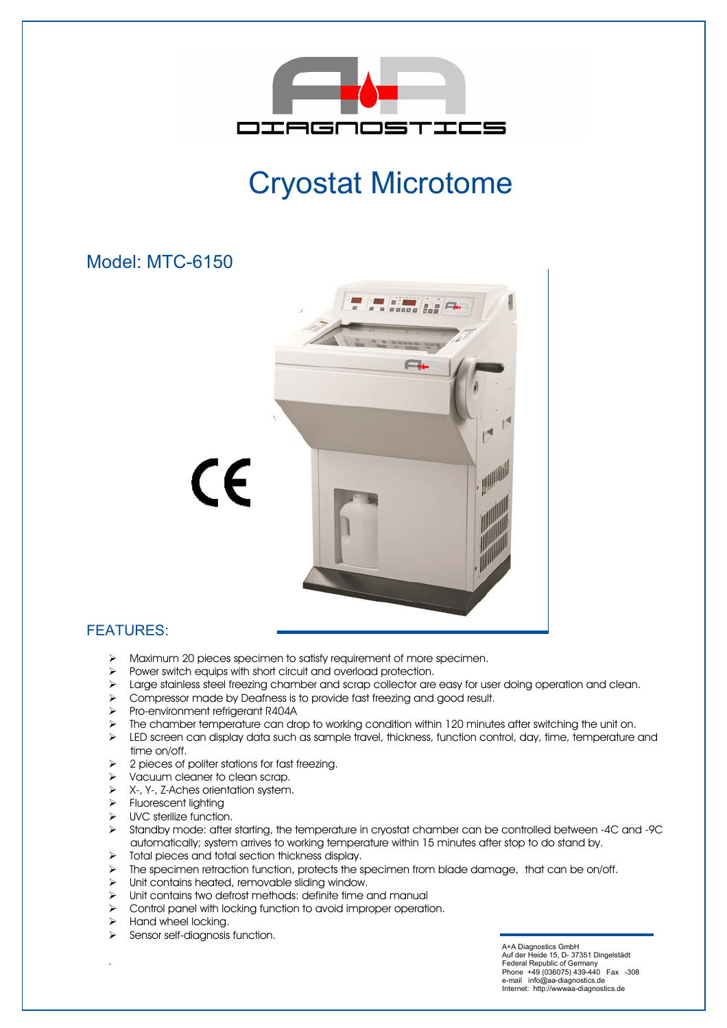# Cryostat Microtome

## Model: MTC-6150

## FEATURES:

- Maximum 20 pieces specimen to satisfy requirement of more specimen.
- Power switch equips with short circuit and overload protection.
- Large stainless steel freezing chamber and scrap collector are easy for user doing operation and clean.
- Compressor made by Deafness is to provide fast freezing and good result.
- Pro-environment refrigerant R404A
- The chamber temperature can drop to working condition within 120 minutes after switching the unit on.
- LED screen can display data such as sample travel, thickness, function control, day, time, temperature and time on/off.
- 2 pieces of politer stations for fast freezing.
- Vacuum cleaner to clean scrap.
- X-, Y-, Z-Aches orientation system.
- Fluorescent lighting
- UVC sterilize function.
- Standby mode: after starting, the temperature in cryostat chamber can be controlled between -4C and -9C automatically; system arrives to working temperature within 15 minutes after stop to do stand by.
- Total pieces and total section thickness display.
- The specimen retraction function, protects the specimen from blade damage, that can be on/off.
- Unit contains heated, removable sliding window.
- Unit contains two defrost methods: definite time and manual
- Control panel with locking function to avoid improper operation.
- Hand wheel locking.
- Sensor self-diagnosis function.

A+A Diagnostics GmbH
Auf der Heide 15, D- 37351 Dingelstädt
Federal Republic of Germany
Phone +49 (036075) 439-440 Fax -308
e-mail info@aa-diagnostics.de
Internet: http://wwwaa-diagnostics.de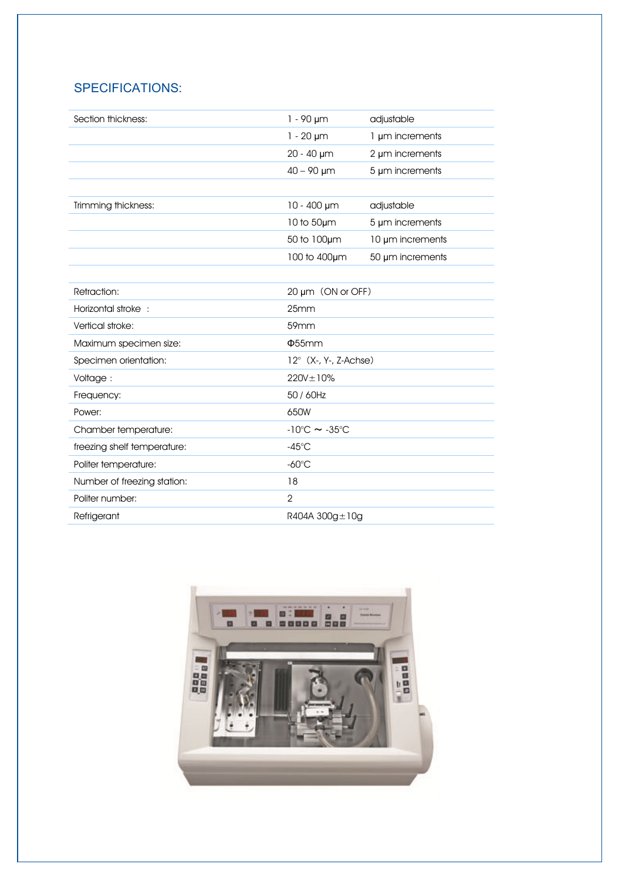## SPECIFICATIONS:

| | | |
|---|---|---|
| Section thickness: | 1 - 90 µm | adjustable |
| | 1 - 20 µm | 1 µm increments |
| | 20 - 40 µm | 2 µm increments |
| | 40 – 90 µm | 5 µm increments |
| | | |
| Trimming thickness: | 10 - 400 µm | adjustable |
| | 10 to 50µm | 5 µm increments |
| | 50 to 100µm | 10 µm increments |
| | 100 to 400µm | 50 µm increments |
| | | |
| Retraction: | 20 µm（ON or OFF） | |
| Horizontal stroke ： | 25mm | |
| Vertical stroke: | 59mm | |
| Maximum specimen size: | Φ55mm | |
| Specimen orientation: | 12°（X-, Y-, Z-Achse） | |
| Voltage : | 220V±10% | |
| Frequency: | 50 / 60Hz | |
| Power: | 650W | |
| Chamber temperature: | -10℃ ～ -35℃ | |
| freezing shelf temperature: | -45℃ | |
| Politer temperature: | -60℃ | |
| Number of freezing station: | 18 | |
| Politer number: | 2 | |
| Refrigerant | R404A 300g±10g | |